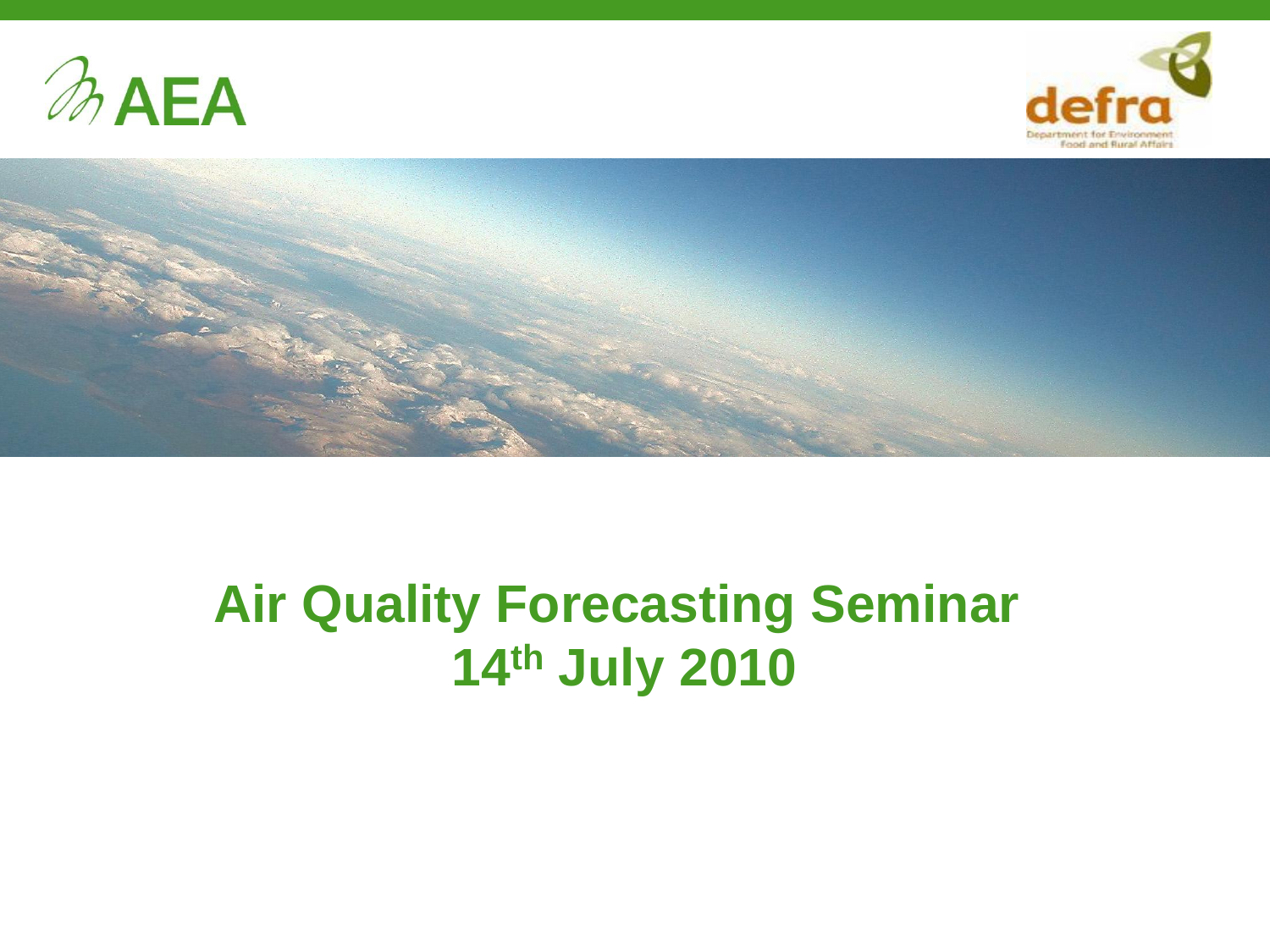# Air Quality Forecasting Seminar

## 14th July 2010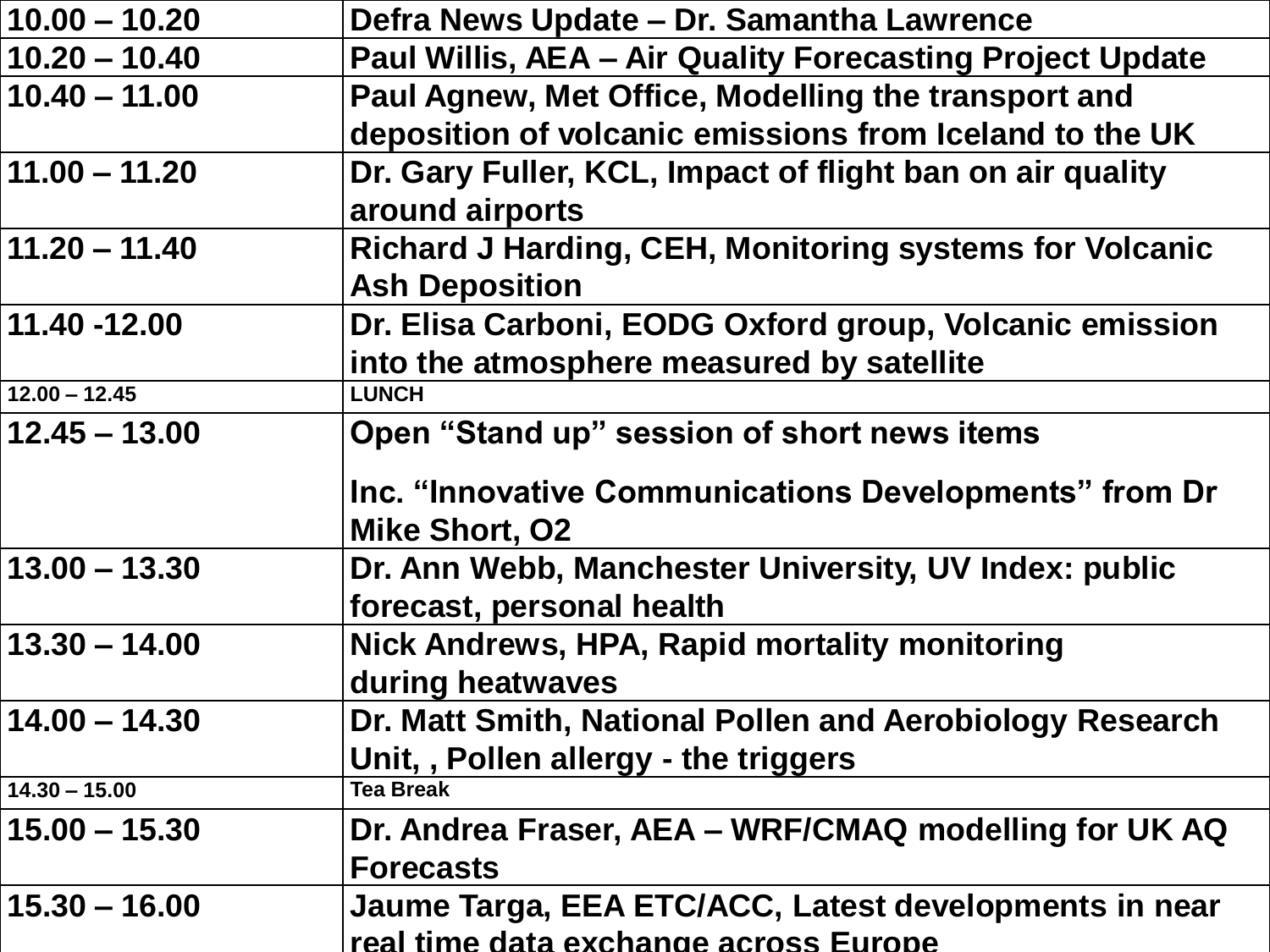| | |
|---|---|
| 10.00 – 10.20 | Defra News Update – Dr. Samantha Lawrence |
| 10.20 – 10.40 | Paul Willis, AEA – Air Quality Forecasting Project Update |
| 10.40 – 11.00 | Paul Agnew, Met Office, Modelling the transport and deposition of volcanic emissions from Iceland to the UK |
| 11.00 – 11.20 | Dr. Gary Fuller, KCL, Impact of flight ban on air quality around airports |
| 11.20 – 11.40 | Richard J Harding, CEH, Monitoring systems for Volcanic Ash Deposition |
| 11.40 -12.00 | Dr. Elisa Carboni, EODG Oxford group, Volcanic emission into the atmosphere measured by satellite |
| 12.00 – 12.45 | LUNCH |
| 12.45 – 13.00 | Open "Stand up" session of short news items<br><br>Inc. "Innovative Communications Developments" from Dr Mike Short, O2 |
| 13.00 – 13.30 | Dr. Ann Webb, Manchester University, UV Index: public forecast, personal health |
| 13.30 – 14.00 | Nick Andrews, HPA, Rapid mortality monitoring during heatwaves |
| 14.00 – 14.30 | Dr. Matt Smith, National Pollen and Aerobiology Research Unit, , Pollen allergy - the triggers |
| 14.30 – 15.00 | Tea Break |
| 15.00 – 15.30 | Dr. Andrea Fraser, AEA – WRF/CMAQ modelling for UK AQ Forecasts |
| 15.30 – 16.00 | Jaume Targa, EEA ETC/ACC, Latest developments in near real time data exchange across Europe |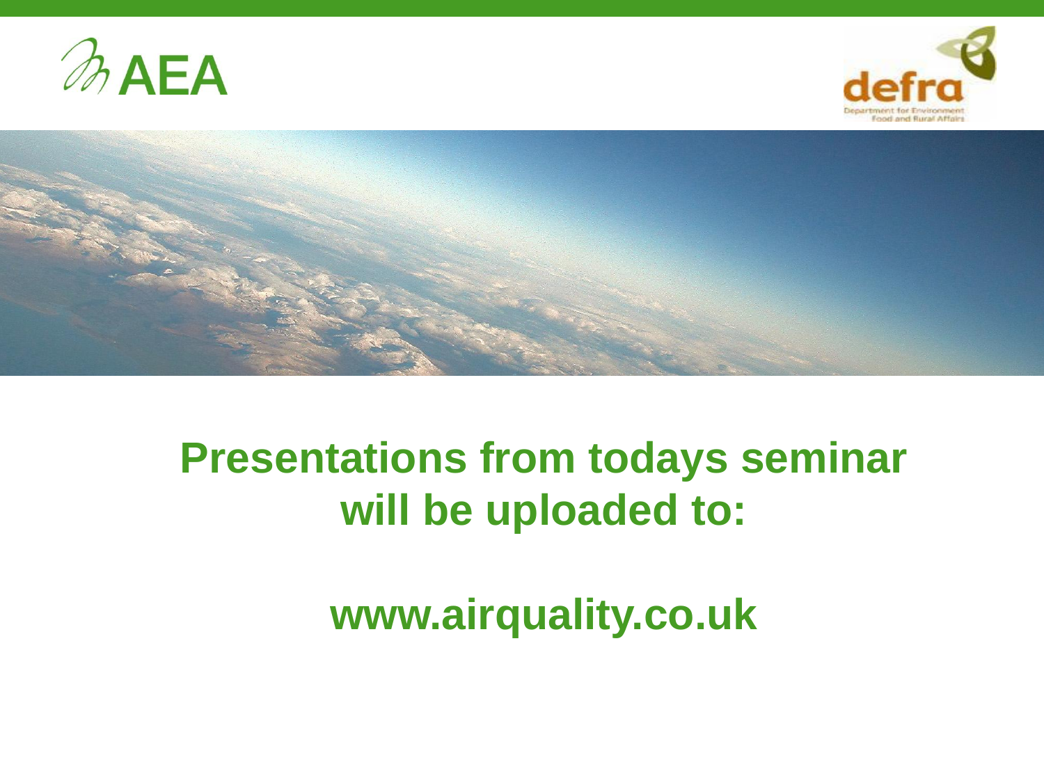AEA

defra

Department for Environment Food and Rural Affairs

**Presentations from todays seminar will be uploaded to:**

**www.airquality.co.uk**